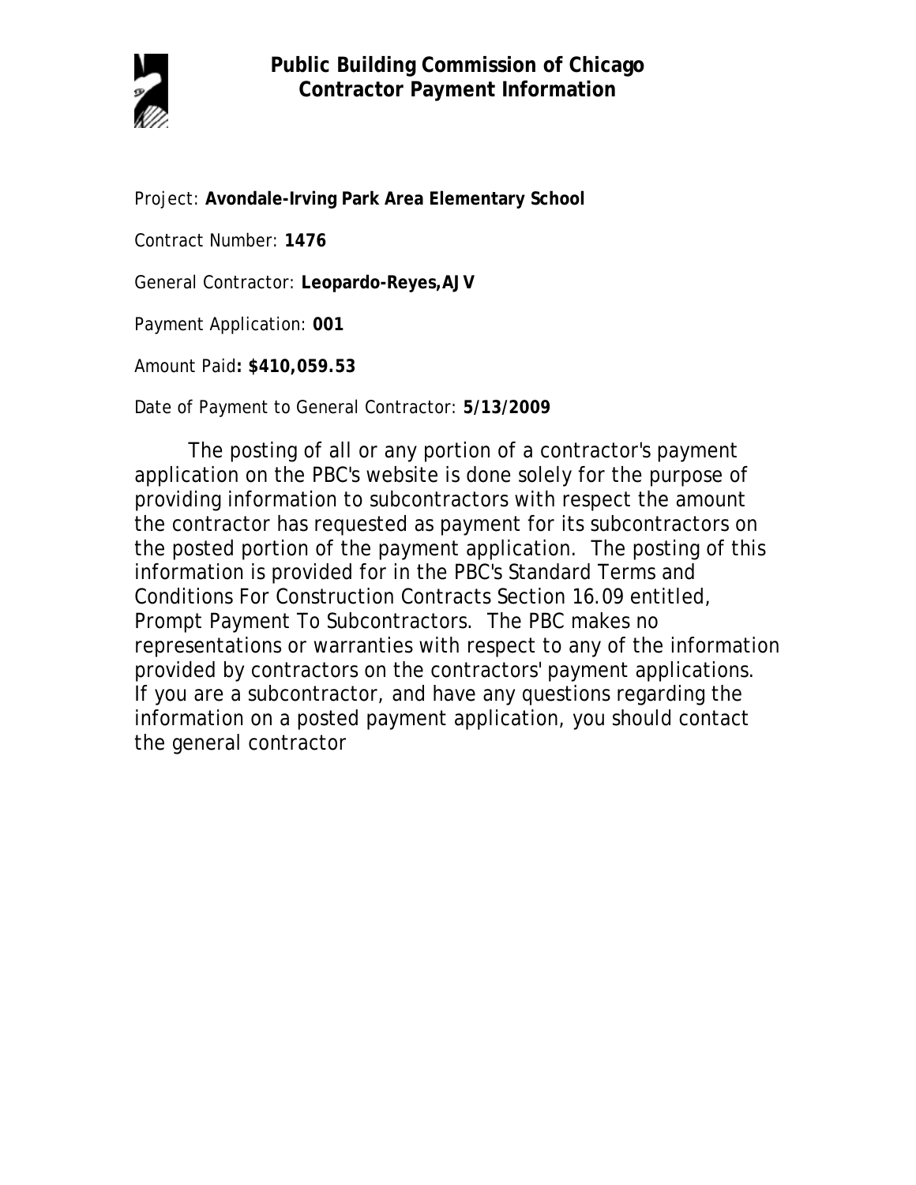# Public Building Commission of Chicago
## Contractor Payment Information

Project: **Avondale-Irving Park Area Elementary School**

Contract Number: **1476**

General Contractor: **Leopardo-Reyes,AJV**

Payment Application: **001**

Amount Paid**: $410,059.53**

Date of Payment to General Contractor: **5/13/2009**

The posting of all or any portion of a contractor's payment application on the PBC's website is done solely for the purpose of providing information to subcontractors with respect the amount the contractor has requested as payment for its subcontractors on the posted portion of the payment application. The posting of this information is provided for in the PBC's Standard Terms and Conditions For Construction Contracts Section 16.09 entitled, Prompt Payment To Subcontractors. The PBC makes no representations or warranties with respect to any of the information provided by contractors on the contractors' payment applications. If you are a subcontractor, and have any questions regarding the information on a posted payment application, you should contact the general contractor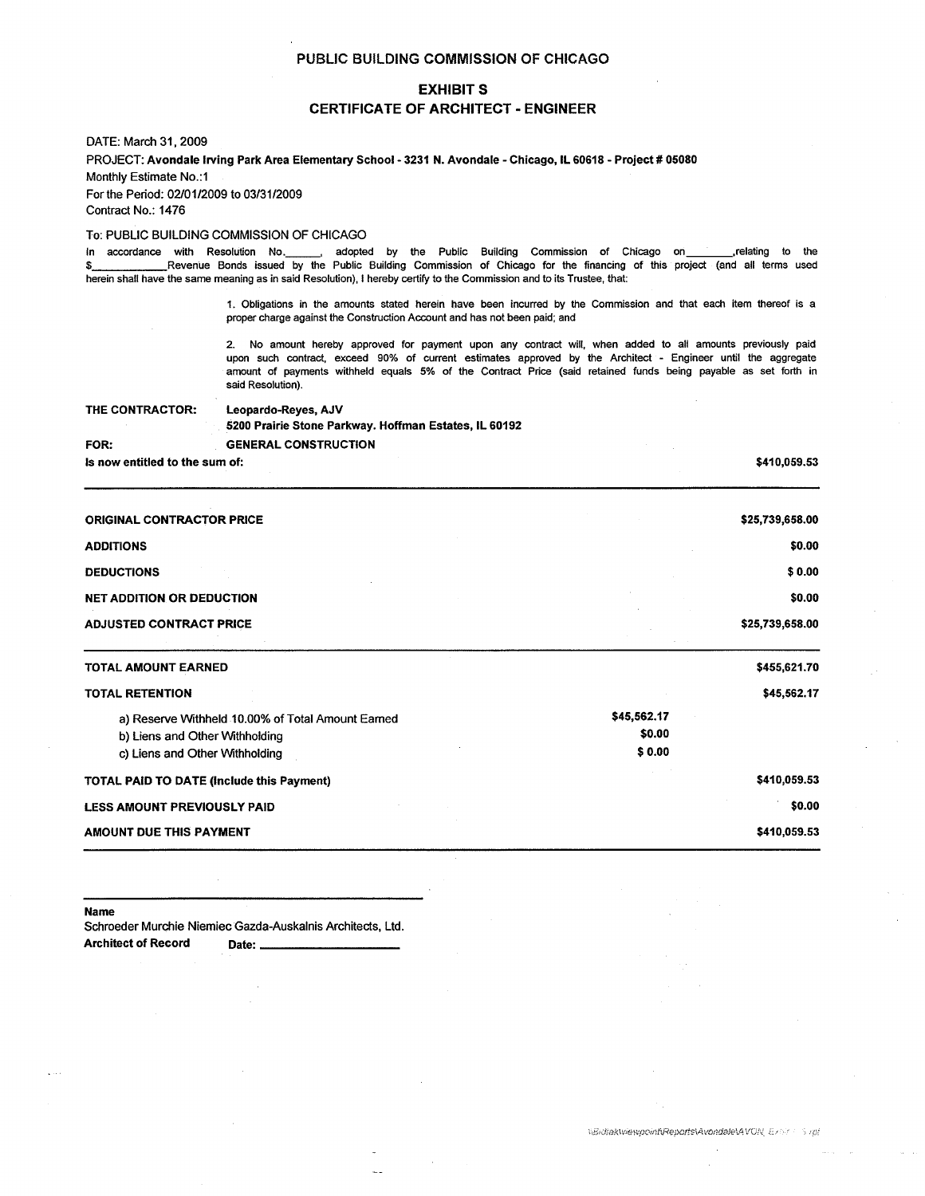# PUBLIC BUILDING COMMISSION OF CHICAGO

## EXHIBIT S

## CERTIFICATE OF ARCHITECT - ENGINEER

DATE: March 31, 2009

PROJECT: **Avondale Irving Park Area Elementary School - 3231 N. Avondale - Chicago, IL 60618 - Project # 05080**

Monthly Estimate No.:1

For the Period: 02/01/2009 to 03/31/2009

Contract No.: 1476

To: PUBLIC BUILDING COMMISSION OF CHICAGO

In accordance with Resolution No.______, adopted by the Public Building Commission of Chicago on________,relating to the $____________Revenue Bonds issued by the Public Building Commission of Chicago for the financing of this project (and all terms used herein shall have the same meaning as in said Resolution), I hereby certify to the Commission and to its Trustee, that:

1. Obligations in the amounts stated herein have been incurred by the Commission and that each item thereof is a proper charge against the Construction Account and has not been paid; and

2. No amount hereby approved for payment upon any contract will, when added to all amounts previously paid upon such contract, exceed 90% of current estimates approved by the Architect - Engineer until the aggregate amount of payments withheld equals 5% of the Contract Price (said retained funds being payable as set forth in said Resolution).

**THE CONTRACTOR:** **Leopardo-Reyes, AJV**
**5200 Prairie Stone Parkway. Hoffman Estates, IL 60192**

**FOR:** **GENERAL CONSTRUCTION**

**Is now entitled to the sum of:** **$410,059.53**

| | | |
|---|---|---|
| **ORIGINAL CONTRACTOR PRICE** | | **$25,739,658.00** |
| **ADDITIONS** | | **$0.00** |
| **DEDUCTIONS** | | **$ 0.00** |
| **NET ADDITION OR DEDUCTION** | | **$0.00** |
| **ADJUSTED CONTRACT PRICE** | | **$25,739,658.00** |
| **TOTAL AMOUNT EARNED** | | **$455,621.70** |
| **TOTAL RETENTION** | | **$45,562.17** |
| a) Reserve Withheld 10.00% of Total Amount Earned | **$45,562.17** | |
| b) Liens and Other Withholding | **$0.00** | |
| c) Liens and Other Withholding | **$ 0.00** | |
| **TOTAL PAID TO DATE (Include this Payment)** | | **$410,059.53** |
| **LESS AMOUNT PREVIOUSLY PAID** | | **$0.00** |
| **AMOUNT DUE THIS PAYMENT** | | **$410,059.53** |

______________________________

**Name**

Schroeder Murchie Niemiec Gazda-Auskalnis Architects, Ltd.

**Architect of Record** **Date:** ________________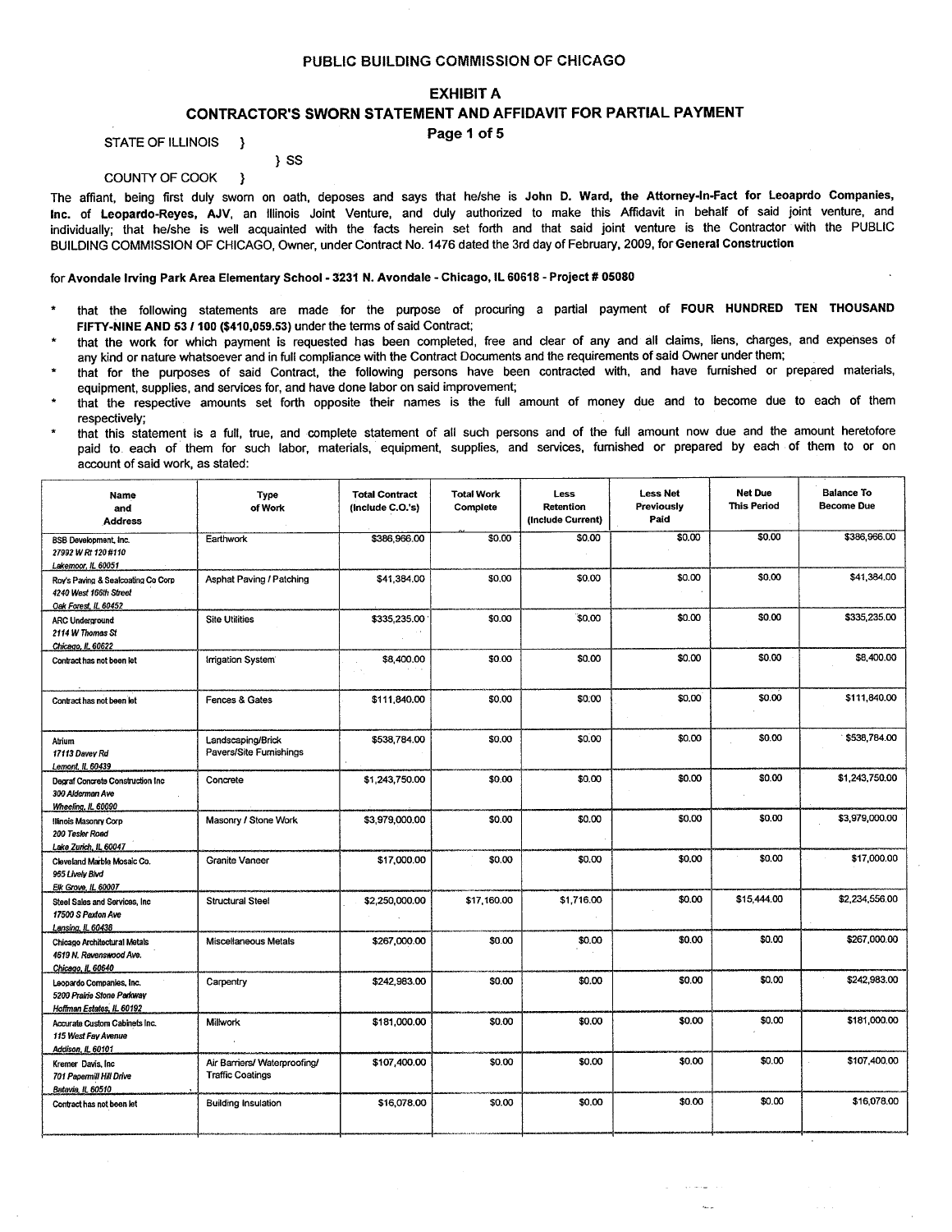## PUBLIC BUILDING COMMISSION OF CHICAGO

### EXHIBIT A

### CONTRACTOR'S SWORN STATEMENT AND AFFIDAVIT FOR PARTIAL PAYMENT

Page 1 of 5

STATE OF ILLINOIS }
} SS
COUNTY OF COOK }

The affiant, being first duly sworn on oath, deposes and says that he/she is **John D. Ward, the Attorney-In-Fact for Leoaprdo Companies, Inc.** of **Leopardo-Reyes, AJV**, an Illinois Joint Venture, and duly authorized to make this Affidavit in behalf of said joint venture, and individually; that he/she is well acquainted with the facts herein set forth and that said joint venture is the Contractor with the PUBLIC BUILDING COMMISSION OF CHICAGO, Owner, under Contract No. 1476 dated the 3rd day of February, 2009, for **General Construction**

for **Avondale Irving Park Area Elementary School - 3231 N. Avondale - Chicago, IL 60618 - Project # 05080**

* that the following statements are made for the purpose of procuring a partial payment of **FOUR HUNDRED TEN THOUSAND FIFTY-NINE AND 53 / 100 ($410,059.53)** under the terms of said Contract;
* that the work for which payment is requested has been completed, free and clear of any and all claims, liens, charges, and expenses of any kind or nature whatsoever and in full compliance with the Contract Documents and the requirements of said Owner under them;
* that for the purposes of said Contract, the following persons have been contracted with, and have furnished or prepared materials, equipment, supplies, and services for, and have done labor on said improvement;
* that the respective amounts set forth opposite their names is the full amount of money due and to become due to each of them respectively;
* that this statement is a full, true, and complete statement of all such persons and of the full amount now due and the amount heretofore paid to each of them for such labor, materials, equipment, supplies, and services, furnished or prepared by each of them to or on account of said work, as stated:

| Name and Address | Type of Work | Total Contract (Include C.O.'s) | Total Work Complete | Less Retention (Include Current) | Less Net Previously Paid | Net Due This Period | Balance To Become Due |
|---|---|---|---|---|---|---|---|
| BSB Development, Inc. 27992 W Rt 120 #110 Lakemoor, IL 60051 | Earthwork | $386,966.00 | $0.00 | $0.00 | $0.00 | $0.00 | $386,966.00 |
| Roy's Paving & Sealcoating Co Corp 4240 West 166th Street Oak Forest, IL 60452 | Asphat Paving / Patching | $41,384.00 | $0.00 | $0.00 | $0.00 | $0.00 | $41,384.00 |
| ARC Underground 2114 W Thomas St Chicago, IL 60622 | Site Utilities | $335,235.00 | $0.00 | $0.00 | $0.00 | $0.00 | $335,235.00 |
| Contract has not been let | Irrigation System | $8,400.00 | $0.00 | $0.00 | $0.00 | $0.00 | $8,400.00 |
| Contract has not been let | Fences & Gates | $111,840.00 | $0.00 | $0.00 | $0.00 | $0.00 | $111,840.00 |
| Atrium 17113 Davey Rd Lemont, IL 60439 | Landscaping/Brick Pavers/Site Furnishings | $538,784.00 | $0.00 | $0.00 | $0.00 | $0.00 | $538,784.00 |
| Degraf Concrete Construction Inc 300 Alderman Ave Wheeling, IL 60090 | Concrete | $1,243,750.00 | $0.00 | $0.00 | $0.00 | $0.00 | $1,243,750.00 |
| Illinois Masonry Corp 200 Tesler Road Lake Zurich, IL 60047 | Masonry / Stone Work | $3,979,000.00 | $0.00 | $0.00 | $0.00 | $0.00 | $3,979,000.00 |
| Cleveland Marble Mosaic Co. 965 Lively Blvd Elk Grove, IL 60007 | Granite Vaneer | $17,000.00 | $0.00 | $0.00 | $0.00 | $0.00 | $17,000.00 |
| Steel Sales and Services, Inc 17500 S Paxton Ave Lansing, IL 60438 | Structural Steel | $2,250,000.00 | $17,160.00 | $1,716.00 | $0.00 | $15,444.00 | $2,234,556.00 |
| Chicago Architectural Metals 4619 N. Ravenswood Ave. Chicago, IL 60640 | Miscellaneous Metals | $267,000.00 | $0.00 | $0.00 | $0.00 | $0.00 | $267,000.00 |
| Leopardo Companies, Inc. 5200 Prairie Stone Parkway Hoffman Estates, IL 60192 | Carpentry | $242,983.00 | $0.00 | $0.00 | $0.00 | $0.00 | $242,983.00 |
| Accurate Custom Cabinets Inc. 115 West Fay Avenue Addison, IL 60101 | Millwork | $181,000.00 | $0.00 | $0.00 | $0.00 | $0.00 | $181,000.00 |
| Kremer Davis, Inc 701 Papermill Hill Drive Batavia, IL 60510 | Air Barriers/ Waterproofing/ Traffic Coatings | $107,400.00 | $0.00 | $0.00 | $0.00 | $0.00 | $107,400.00 |
| Contract has not been let | Building Insulation | $16,078.00 | $0.00 | $0.00 | $0.00 | $0.00 | $16,078.00 |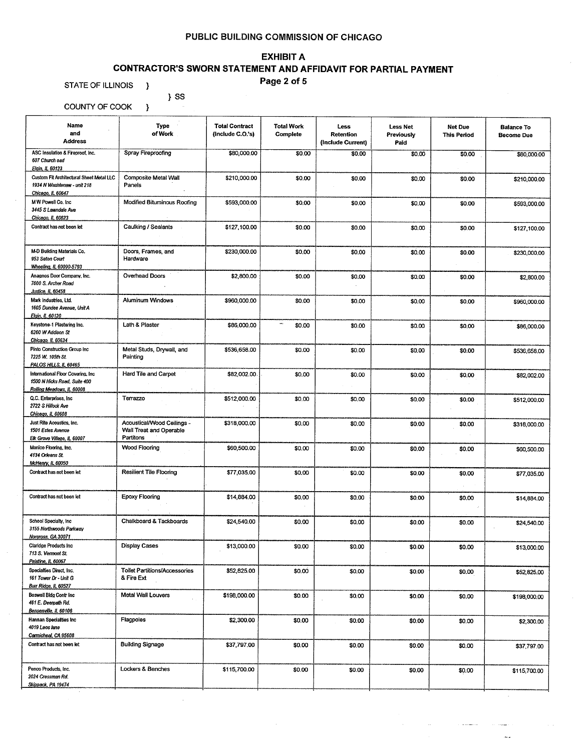# PUBLIC BUILDING COMMISSION OF CHICAGO

## EXHIBIT A

## CONTRACTOR'S SWORN STATEMENT AND AFFIDAVIT FOR PARTIAL PAYMENT

Page 2 of 5

STATE OF ILLINOIS }

} SS

COUNTY OF COOK }

| Name and Address | Type of Work | Total Contract (Include C.O.'s) | Total Work Complete | Less Retention (Include Current) | Less Net Previously Paid | Net Due This Period | Balance To Become Due |
|---|---|---|---|---|---|---|---|
| ASC Insulation & Fireproof, Inc.<br>607 Church oad<br>Elgin, IL 60123 | Spray Fireproofing | $80,000.00 | $0.00 | $0.00 | $0.00 | $0.00 | $80,000.00 |
| Custom Fit Architectural Sheet Metal LLC<br>1934 N Washtenaw - unit 218<br>Chicago, IL 60647 | Composite Metal Wall Panels | $210,000.00 | $0.00 | $0.00 | $0.00 | $0.00 | $210,000.00 |
| M W Powell Co. Inc<br>3445 S Lawndale Ave<br>Chicago, IL 60623 | Modified Bituminous Roofing | $593,000.00 | $0.00 | $0.00 | $0.00 | $0.00 | $593,000.00 |
| Contract has not been let | Caulking / Sealants | $127,100.00 | $0.00 | $0.00 | $0.00 | $0.00 | $127,100.00 |
| M-D Building Materials Co.<br>953 Seton Court<br>Wheeling, IL 60090-5793 | Doors, Frames, and Hardware | $230,000.00 | $0.00 | $0.00 | $0.00 | $0.00 | $230,000.00 |
| Anagnos Door Company, Inc.<br>7600 S. Archer Road<br>Justice, IL 60458 | Overhead Doors | $2,800.00 | $0.00 | $0.00 | $0.00 | $0.00 | $2,800.00 |
| Mark Industries, Ltd.<br>1605 Dundee Avenue, Unit A<br>Elgin, IL 60120 | Aluminum Windows | $960,000.00 | $0.00 | $0.00 | $0.00 | $0.00 | $960,000.00 |
| Keystone-1 Plastering Inc.<br>6260 W Addison St<br>Chicago, IL 60634 | Lath & Plaster | $86,000.00 | $0.00 | $0.00 | $0.00 | $0.00 | $86,000.00 |
| Pinto Construction Group Inc<br>7225 W. 105th St.<br>PALOS HILLS, IL 60465 | Metal Studs, Drywall, and Painting | $536,658.00 | $0.00 | $0.00 | $0.00 | $0.00 | $536,658.00 |
| International Floor Covering, Inc<br>1500 N Hicks Road, Suite 400<br>Rolling Meadows, IL 60008 | Hard Tile and Carpet | $82,002.00 | $0.00 | $0.00 | $0.00 | $0.00 | $82,002.00 |
| Q.C. Enterprises, Inc<br>2722 S Hillock Ave<br>Chicago, IL 60608 | Terrazzo | $512,000.00 | $0.00 | $0.00 | $0.00 | $0.00 | $512,000.00 |
| Just Rite Acoustics, Inc.<br>1501 Estes Avenue<br>Elk Grove Village, IL 60007 | Acoustical/Wood Ceilings - Wall Treat and Operable Partitons | $318,000.00 | $0.00 | $0.00 | $0.00 | $0.00 | $318,000.00 |
| Manico Flooring, Inc.<br>4134 Orleans St.<br>McHenry, IL 60050 | Wood Flooring | $60,500.00 | $0.00 | $0.00 | $0.00 | $0.00 | $60,500.00 |
| Contract has not been let | Resilient Tile Flooring | $77,035.00 | $0.00 | $0.00 | $0.00 | $0.00 | $77,035.00 |
| Contract has not been let | Epoxy Flooring | $14,884.00 | $0.00 | $0.00 | $0.00 | $0.00 | $14,884.00 |
| School Specialty, Inc<br>3155 Northwoods Parkway<br>Norcross, GA 30071 | Chalkboard & Tackboards | $24,540.00 | $0.00 | $0.00 | $0.00 | $0.00 | $24,540.00 |
| Claridge Products Inc<br>713 S. Vermont St.<br>Palatine, IL 60067 | Display Cases | $13,000.00 | $0.00 | $0.00 | $0.00 | $0.00 | $13,000.00 |
| Specialties Direct, Inc.<br>161 Tower Dr - Unit G<br>Burr Ridge, IL 60527 | Toilet Partitions/Accessories & Fire Ext | $52,825.00 | $0.00 | $0.00 | $0.00 | $0.00 | $52,825.00 |
| Boswell Bldg Contr Inc<br>461 E. Deerpath Rd.<br>Bensenville, IL 60106 | Metal Wall Louvers | $198,000.00 | $0.00 | $0.00 | $0.00 | $0.00 | $198,000.00 |
| Hannan Specialties Inc<br>4019 Leos lane<br>Carmicheal, CA 95608 | Flagpoles | $2,300.00 | $0.00 | $0.00 | $0.00 | $0.00 | $2,300.00 |
| Contract has not been let | Building Signage | $37,797.00 | $0.00 | $0.00 | $0.00 | $0.00 | $37,797.00 |
| Penco Products, Inc.<br>2024 Cressman Rd.<br>Skippack, PA 19474 | Lockers & Benches | $115,700.00 | $0.00 | $0.00 | $0.00 | $0.00 | $115,700.00 |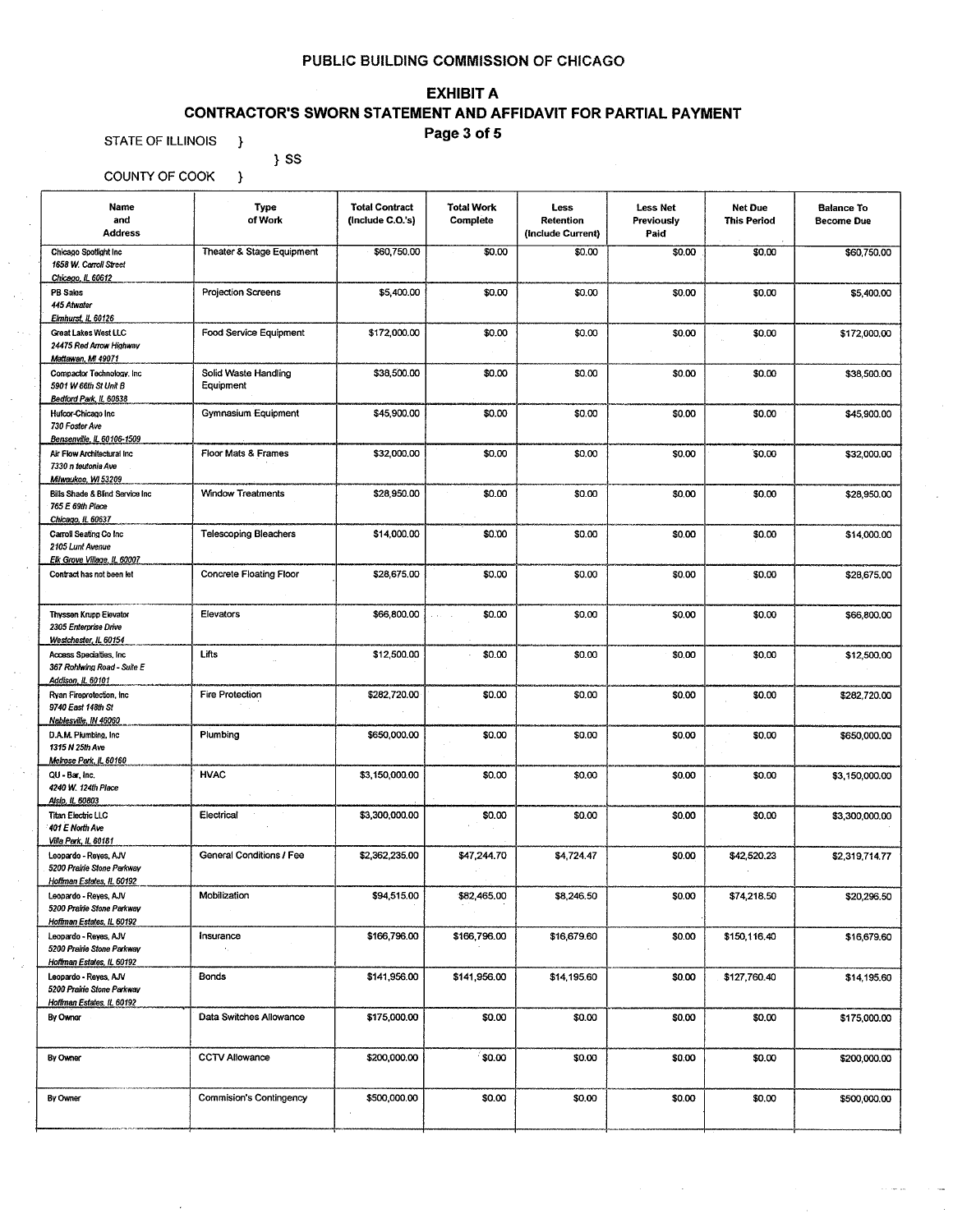# PUBLIC BUILDING COMMISSION OF CHICAGO

## EXHIBIT A

## CONTRACTOR'S SWORN STATEMENT AND AFFIDAVIT FOR PARTIAL PAYMENT

**Page 3 of 5**

STATE OF ILLINOIS }

} SS

COUNTY OF COOK }

| Name and Address | Type of Work | Total Contract (Include C.O.'s) | Total Work Complete | Less Retention (Include Current) | Less Net Previously Paid | Net Due This Period | Balance To Become Due |
|---|---|---|---|---|---|---|---|
| Chicago Spotlight Inc 1658 W. Carroll Street Chicago, IL 60612 | Theater & Stage Equipment | $60,750.00 | $0.00 | $0.00 | $0.00 | $0.00 | $60,750.00 |
| PB Sales 445 Atwater Elmhurst, IL 60126 | Projection Screens | $5,400.00 | $0.00 | $0.00 | $0.00 | $0.00 | $5,400.00 |
| Great Lakes West LLC 24475 Red Arrow Highway Mattawan, MI 49071 | Food Service Equipment | $172,000.00 | $0.00 | $0.00 | $0.00 | $0.00 | $172,000.00 |
| Compactor Technology, Inc 5901 W 66th St Unit B Bedford Park, IL 60638 | Solid Waste Handling Equipment | $38,500.00 | $0.00 | $0.00 | $0.00 | $0.00 | $38,500.00 |
| Hufcor-Chicago Inc 730 Foster Ave Bensenville, IL 60106-1509 | Gymnasium Equipment | $45,900.00 | $0.00 | $0.00 | $0.00 | $0.00 | $45,900.00 |
| Air Flow Architectural Inc 7330 n teutonia Ave Milwaukee, WI 53209 | Floor Mats & Frames | $32,000.00 | $0.00 | $0.00 | $0.00 | $0.00 | $32,000.00 |
| Bills Shade & Blind Service Inc 765 E 69th Place Chicago, IL 60637 | Window Treatments | $28,950.00 | $0.00 | $0.00 | $0.00 | $0.00 | $28,950.00 |
| Carroll Seating Co Inc 2105 Lunt Avenue Elk Grove Village, IL 60007 | Telescoping Bleachers | $14,000.00 | $0.00 | $0.00 | $0.00 | $0.00 | $14,000.00 |
| Contract has not been let | Concrete Floating Floor | $28,675.00 | $0.00 | $0.00 | $0.00 | $0.00 | $28,675.00 |
| Thyssen Krupp Elevator 2305 Enterprise Drive Westchester, IL 60154 | Elevators | $66,800.00 | $0.00 | $0.00 | $0.00 | $0.00 | $66,800.00 |
| Access Specialties, Inc 367 Rohlwing Road - Suite E Addison, IL 60101 | Lifts | $12,500.00 | $0.00 | $0.00 | $0.00 | $0.00 | $12,500.00 |
| Ryan Fireprotection, Inc 9740 East 148th St Noblesville, IN 46060 | Fire Protection | $282,720.00 | $0.00 | $0.00 | $0.00 | $0.00 | $282,720.00 |
| D.A.M. Plumbing, Inc 1315 N 25th Ave Melrose Park, IL 60160 | Plumbing | $650,000.00 | $0.00 | $0.00 | $0.00 | $0.00 | $650,000.00 |
| QU - Bar, Inc. 4240 W. 124th Place Alsip, IL 60803 | HVAC | $3,150,000.00 | $0.00 | $0.00 | $0.00 | $0.00 | $3,150,000.00 |
| Titan Electric LLC 401 E North Ave Villa Park, IL 60181 | Electrical | $3,300,000.00 | $0.00 | $0.00 | $0.00 | $0.00 | $3,300,000.00 |
| Leopardo - Reyes, AJV 5200 Prairie Stone Parkway Hoffman Estates, IL 60192 | General Conditions / Fee | $2,362,235.00 | $47,244.70 | $4,724.47 | $0.00 | $42,520.23 | $2,319,714.77 |
| Leopardo - Reyes, AJV 5200 Prairie Stone Parkway Hoffman Estates, IL 60192 | Mobilization | $94,515.00 | $82,465.00 | $8,246.50 | $0.00 | $74,218.50 | $20,296.50 |
| Leopardo - Reyes, AJV 5200 Prairie Stone Parkway Hoffman Estates, IL 60192 | Insurance | $166,796.00 | $166,796.00 | $16,679.60 | $0.00 | $150,116.40 | $16,679.60 |
| Leopardo - Reyes, AJV 5200 Prairie Stone Parkway Hoffman Estates, IL 60192 | Bonds | $141,956.00 | $141,956.00 | $14,195.60 | $0.00 | $127,760.40 | $14,195.60 |
| By Owner | Data Switches Allowance | $175,000.00 | $0.00 | $0.00 | $0.00 | $0.00 | $175,000.00 |
| By Owner | CCTV Allowance | $200,000.00 | $0.00 | $0.00 | $0.00 | $0.00 | $200,000.00 |
| By Owner | Commision's Contingency | $500,000.00 | $0.00 | $0.00 | $0.00 | $0.00 | $500,000.00 |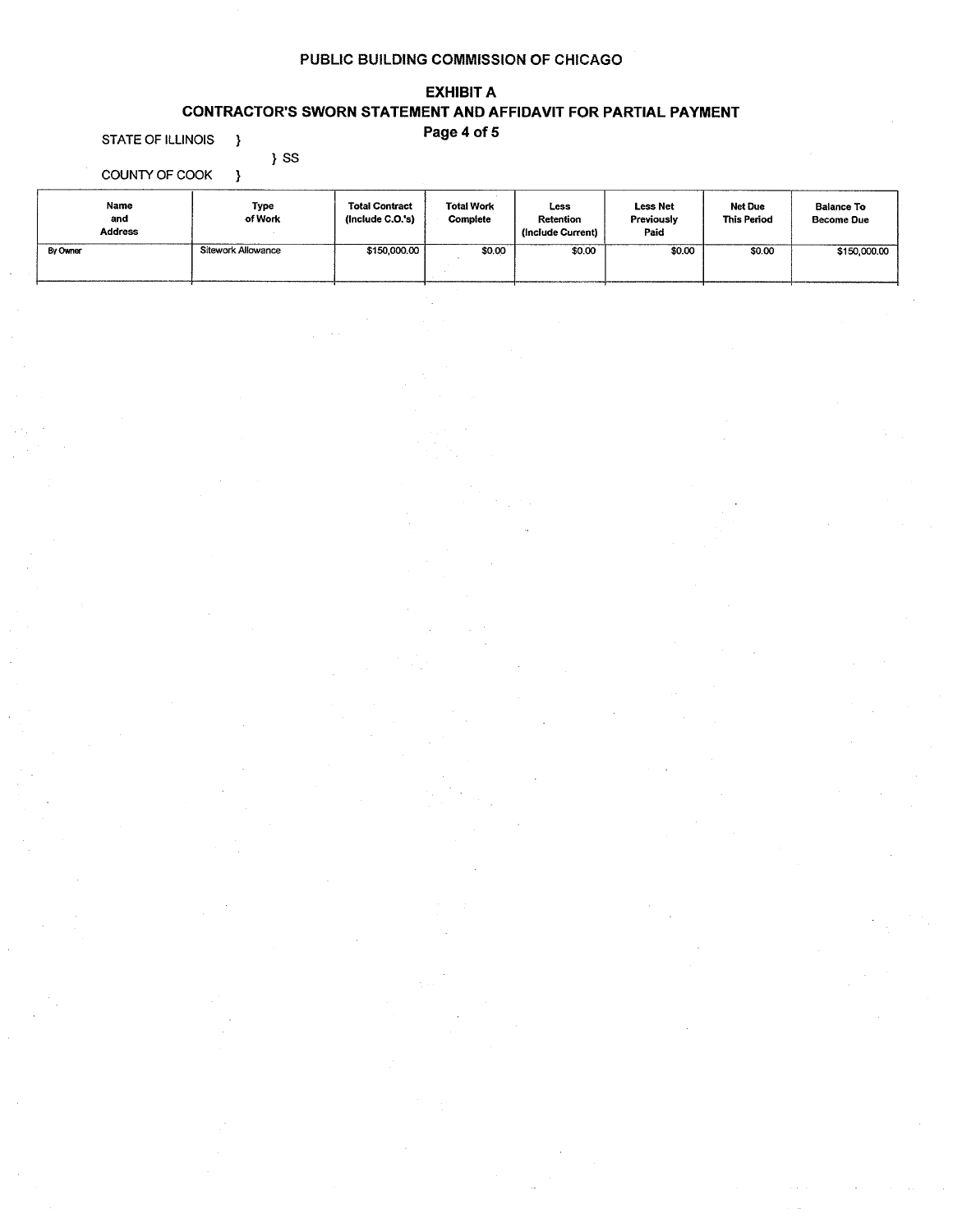PUBLIC BUILDING COMMISSION OF CHICAGO

# EXHIBIT A

## CONTRACTOR'S SWORN STATEMENT AND AFFIDAVIT FOR PARTIAL PAYMENT

STATE OF ILLINOIS }
} SS
COUNTY OF COOK }

| Name and Address | Type of Work | Total Contract (Include C.O.'s) | Total Work Complete | Less Retention (Include Current) | Less Net Previously Paid | Net Due This Period | Balance To Become Due |
|---|---|---|---|---|---|---|---|
| By Owner | Sitework Allowance | $150,000.00 | $0.00 | $0.00 | $0.00 | $0.00 | $150,000.00 |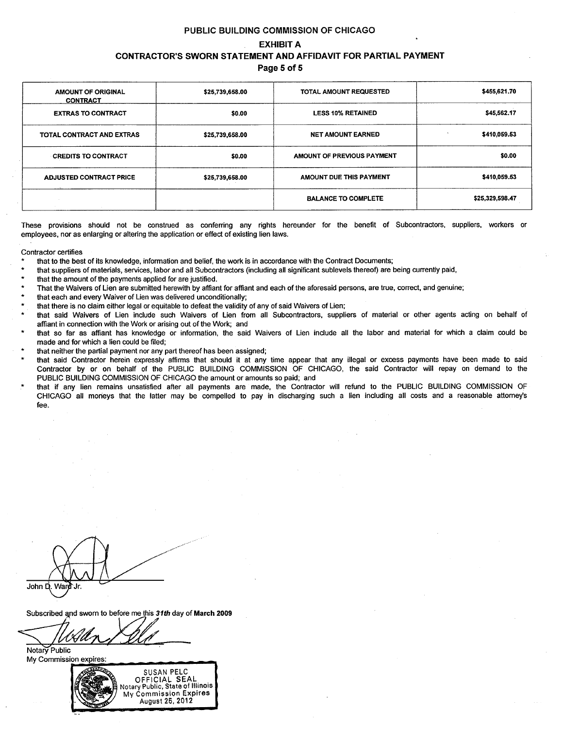# PUBLIC BUILDING COMMISSION OF CHICAGO

## EXHIBIT A

## CONTRACTOR'S SWORN STATEMENT AND AFFIDAVIT FOR PARTIAL PAYMENT

| | | | |
|---|---|---|---|
| AMOUNT OF ORIGINAL CONTRACT | $25,739,658.00 | TOTAL AMOUNT REQUESTED | $455,621.70 |
| EXTRAS TO CONTRACT | $0.00 | LESS 10% RETAINED | $45,562.17 |
| TOTAL CONTRACT AND EXTRAS | $25,739,658.00 | NET AMOUNT EARNED | $410,059.53 |
| CREDITS TO CONTRACT | $0.00 | AMOUNT OF PREVIOUS PAYMENT | $0.00 |
| ADJUSTED CONTRACT PRICE | $25,739,658.00 | AMOUNT DUE THIS PAYMENT | $410,059.53 |
| | | BALANCE TO COMPLETE | $25,329,598.47 |

These provisions should not be construed as conferring any rights hereunder for the benefit of Subcontractors, suppliers, workers or employees, nor as enlarging or altering the application or effect of existing lien laws.

Contractor certifies

* that to the best of its knowledge, information and belief, the work is in accordance with the Contract Documents;
* that suppliers of materials, services, labor and all Subcontractors (including all significant sublevels thereof) are being currently paid,
* that the amount of the payments applied for are justified.
* That the Waivers of Lien are submitted herewith by affiant for affiant and each of the aforesaid persons, are true, correct, and genuine;
* that each and every Waiver of Lien was delivered unconditionally;
* that there is no claim either legal or equitable to defeat the validity of any of said Waivers of Lien;
* that said Waivers of Lien include such Waivers of Lien from all Subcontractors, suppliers of material or other agents acting on behalf of affiant in connection with the Work or arising out of the Work; and
* that so far as affiant has knowledge or information, the said Waivers of Lien include all the labor and material for which a claim could be made and for which a lien could be filed;
* that neither the partial payment nor any part thereof has been assigned;
* that said Contractor herein expressly affirms that should it at any time appear that any illegal or excess payments have been made to said Contractor by or on behalf of the PUBLIC BUILDING COMMISSION OF CHICAGO, the said Contractor will repay on demand to the PUBLIC BUILDING COMMISSION OF CHICAGO the amount or amounts so paid; and
* that if any lien remains unsatisfied after all payments are made, the Contractor will refund to the PUBLIC BUILDING COMMISSION OF CHICAGO all moneys that the latter may be compelled to pay in discharging such a lien including all costs and a reasonable attorney's fee.

John D. Ward Jr.

Subscribed and sworn to before me this ***31th*** day of **March 2009**

Notary Public

My Commission expires:

SUSAN PELC
OFFICIAL SEAL
Notary Public, State of Illinois
My Commission Expires
August 25, 2012